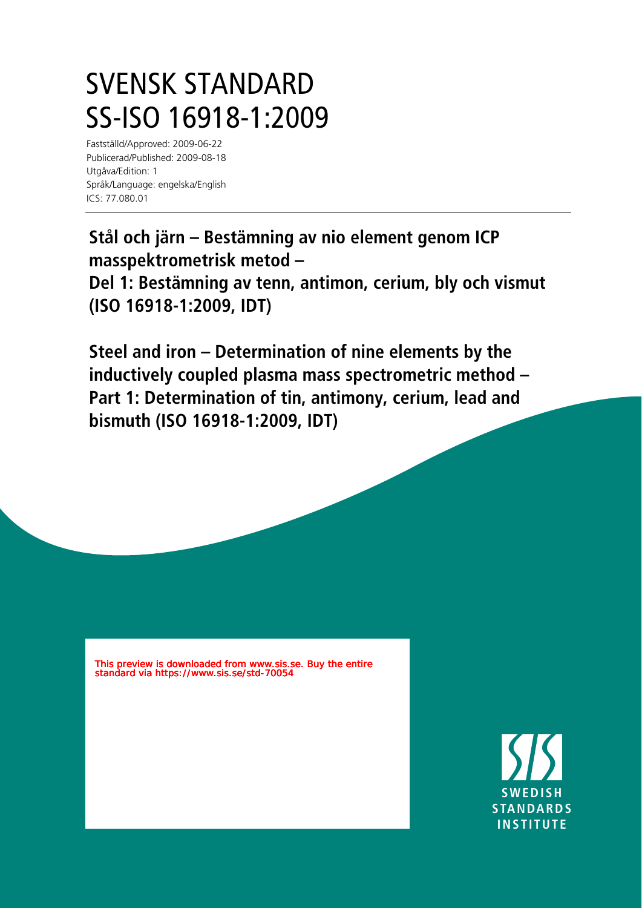# SVENSK STANDARD
# SS-ISO 16918-1:2009

Fastställd/Approved: 2009-06-22
Publicerad/Published: 2009-08-18
Utgåva/Edition: 1
Språk/Language: engelska/English
ICS: 77.080.01

---

**Stål och järn – Bestämning av nio element genom ICP masspektrometrisk metod –
Del 1: Bestämning av tenn, antimon, cerium, bly och vismut (ISO 16918-1:2009, IDT)**

**Steel and iron – Determination of nine elements by the inductively coupled plasma mass spectrometric method –
Part 1: Determination of tin, antimony, cerium, lead and bismuth (ISO 16918-1:2009, IDT)**

This preview is downloaded from www.sis.se. Buy the entire standard via https://www.sis.se/std-70054

SIS
SWEDISH
STANDARDS
INSTITUTE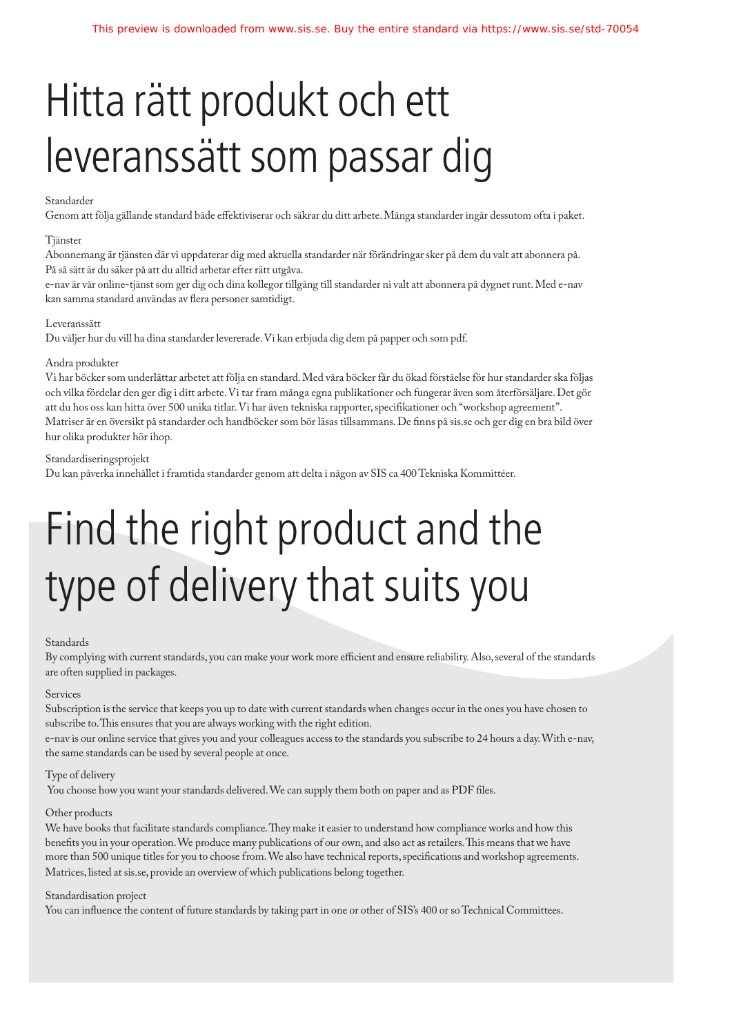# Hitta rätt produkt och ett leveranssätt som passar dig

Standarder

Genom att följa gällande standard både effektiviserar och säkrar du ditt arbete. Många standarder ingår dessutom ofta i paket.

Tjänster

Abonnemang är tjänsten där vi uppdaterar dig med aktuella standarder när förändringar sker på dem du valt att abonnera på. På så sätt är du säker på att du alltid arbetar efter rätt utgåva.

e-nav är vår online-tjänst som ger dig och dina kollegor tillgång till standarder ni valt att abonnera på dygnet runt. Med e-nav kan samma standard användas av flera personer samtidigt.

Leveranssätt

Du väljer hur du vill ha dina standarder levererade. Vi kan erbjuda dig dem på papper och som pdf.

Andra produkter

Vi har böcker som underlättar arbetet att följa en standard. Med våra böcker får du ökad förståelse för hur standarder ska följas och vilka fördelar den ger dig i ditt arbete. Vi tar fram många egna publikationer och fungerar även som återförsäljare. Det gör att du hos oss kan hitta över 500 unika titlar. Vi har även tekniska rapporter, specifikationer och "workshop agreement". Matriser är en översikt på standarder och handböcker som bör läsas tillsammans. De finns på sis.se och ger dig en bra bild över hur olika produkter hör ihop.

Standardiseringsprojekt

Du kan påverka innehållet i framtida standarder genom att delta i någon av SIS ca 400 Tekniska Kommittéer.

# Find the right product and the type of delivery that suits you

Standards

By complying with current standards, you can make your work more efficient and ensure reliability. Also, several of the standards are often supplied in packages.

Services

Subscription is the service that keeps you up to date with current standards when changes occur in the ones you have chosen to subscribe to. This ensures that you are always working with the right edition.

e-nav is our online service that gives you and your colleagues access to the standards you subscribe to 24 hours a day. With e-nav, the same standards can be used by several people at once.

Type of delivery

You choose how you want your standards delivered. We can supply them both on paper and as PDF files.

Other products

We have books that facilitate standards compliance. They make it easier to understand how compliance works and how this benefits you in your operation. We produce many publications of our own, and also act as retailers. This means that we have more than 500 unique titles for you to choose from. We also have technical reports, specifications and workshop agreements. Matrices, listed at sis.se, provide an overview of which publications belong together.

Standardisation project

You can influence the content of future standards by taking part in one or other of SIS's 400 or so Technical Committees.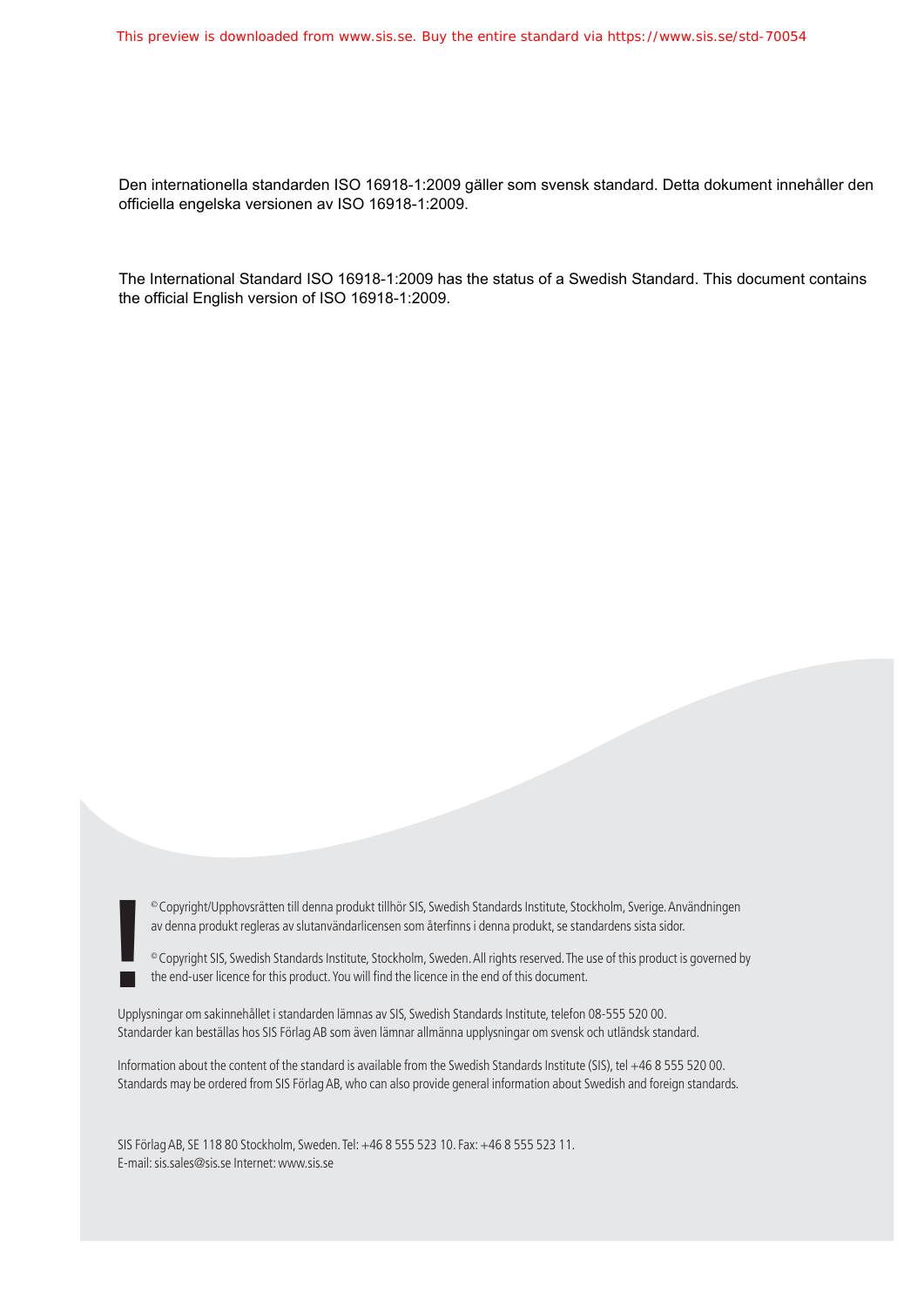Den internationella standarden ISO 16918-1:2009 gäller som svensk standard. Detta dokument innehåller den officiella engelska versionen av ISO 16918-1:2009.

The International Standard ISO 16918-1:2009 has the status of a Swedish Standard. This document contains the official English version of ISO 16918-1:2009.

© Copyright/Upphovsrätten till denna produkt tillhör SIS, Swedish Standards Institute, Stockholm, Sverige. Användningen av denna produkt regleras av slutanvändarlicensen som återfinns i denna produkt, se standardens sista sidor.

© Copyright SIS, Swedish Standards Institute, Stockholm, Sweden. All rights reserved. The use of this product is governed by the end-user licence for this product. You will find the licence in the end of this document.

Upplysningar om sakinnehållet i standarden lämnas av SIS, Swedish Standards Institute, telefon 08-555 520 00.
Standarder kan beställas hos SIS Förlag AB som även lämnar allmänna upplysningar om svensk och utländsk standard.

Information about the content of the standard is available from the Swedish Standards Institute (SIS), tel +46 8 555 520 00.
Standards may be ordered from SIS Förlag AB, who can also provide general information about Swedish and foreign standards.

SIS Förlag AB, SE 118 80 Stockholm, Sweden. Tel: +46 8 555 523 10. Fax: +46 8 555 523 11.
E-mail: sis.sales@sis.se Internet: www.sis.se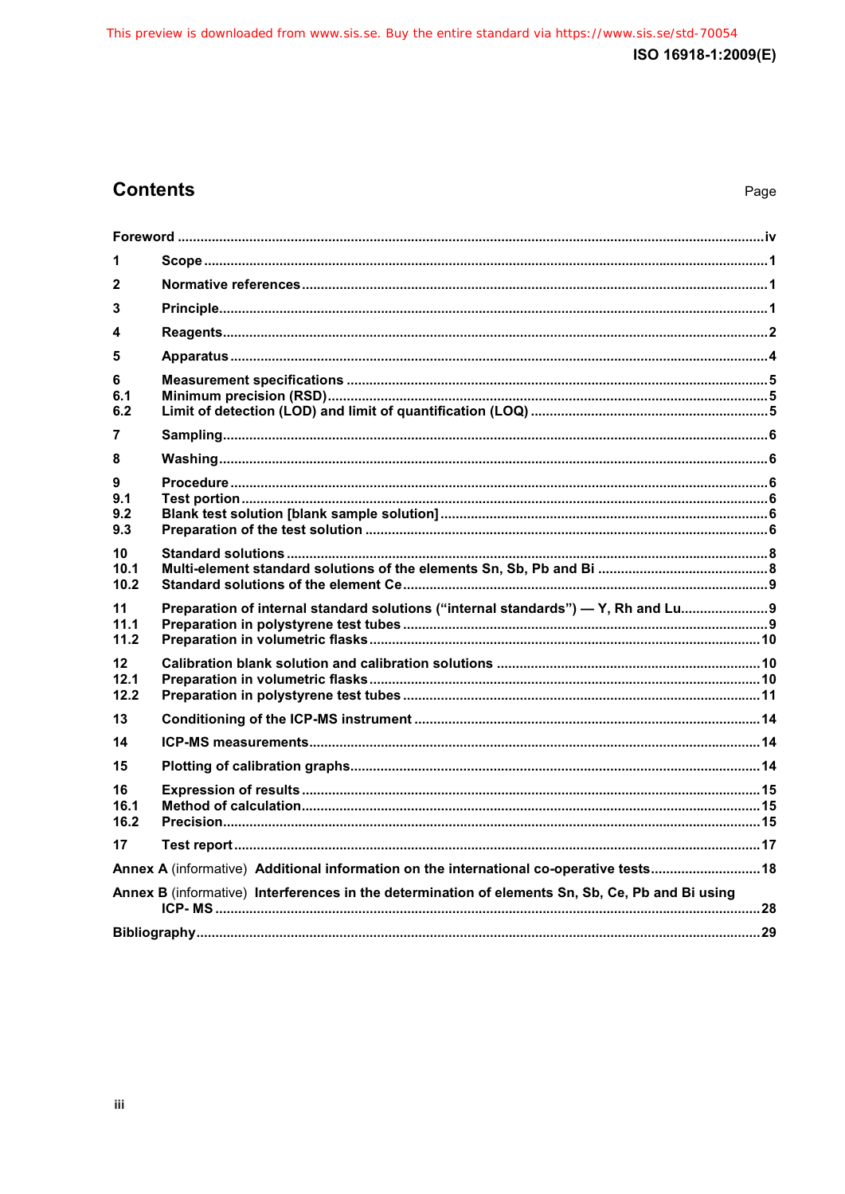# Contents

Page

Foreword ....................................................................................................................................................iv

1 Scope ..............................................................................................................................................1

2 Normative references ....................................................................................................................1

3 Principle..........................................................................................................................................1

4 Reagents..........................................................................................................................................2

5 Apparatus ........................................................................................................................................4

6 Measurement specifications .........................................................................................................5
6.1 Minimum precision (RSD)..............................................................................................................5
6.2 Limit of detection (LOD) and limit of quantification (LOQ) .........................................................5

7 Sampling..........................................................................................................................................6

8 Washing...........................................................................................................................................6

9 Procedure .......................................................................................................................................6
9.1 Test portion .....................................................................................................................................6
9.2 Blank test solution [blank sample solution] .................................................................................6
9.3 Preparation of the test solution .....................................................................................................6

10 Standard solutions .........................................................................................................................8
10.1 Multi-element standard solutions of the elements Sn, Sb, Pb and Bi .........................................8
10.2 Standard solutions of the element Ce...........................................................................................9

11 Preparation of internal standard solutions (“internal standards”) — Y, Rh and Lu......................9
11.1 Preparation in polystyrene test tubes ...........................................................................................9
11.2 Preparation in volumetric flasks...................................................................................................10

12 Calibration blank solution and calibration solutions ..................................................................10
12.1 Preparation in volumetric flasks...................................................................................................10
12.2 Preparation in polystyrene test tubes ...........................................................................................11

13 Conditioning of the ICP-MS instrument .......................................................................................14

14 ICP-MS measurements...................................................................................................................14

15 Plotting of calibration graphs.........................................................................................................14

16 Expression of results .....................................................................................................................15
16.1 Method of calculation.....................................................................................................................15
16.2 Precision..........................................................................................................................................15

17 Test report .......................................................................................................................................17

Annex A (informative) Additional information on the international co-operative tests............................18

Annex B (informative) Interferences in the determination of elements Sn, Sb, Ce, Pb and Bi using ICP- MS ..........................................................................................................................................28

Bibliography...................................................................................................................................................29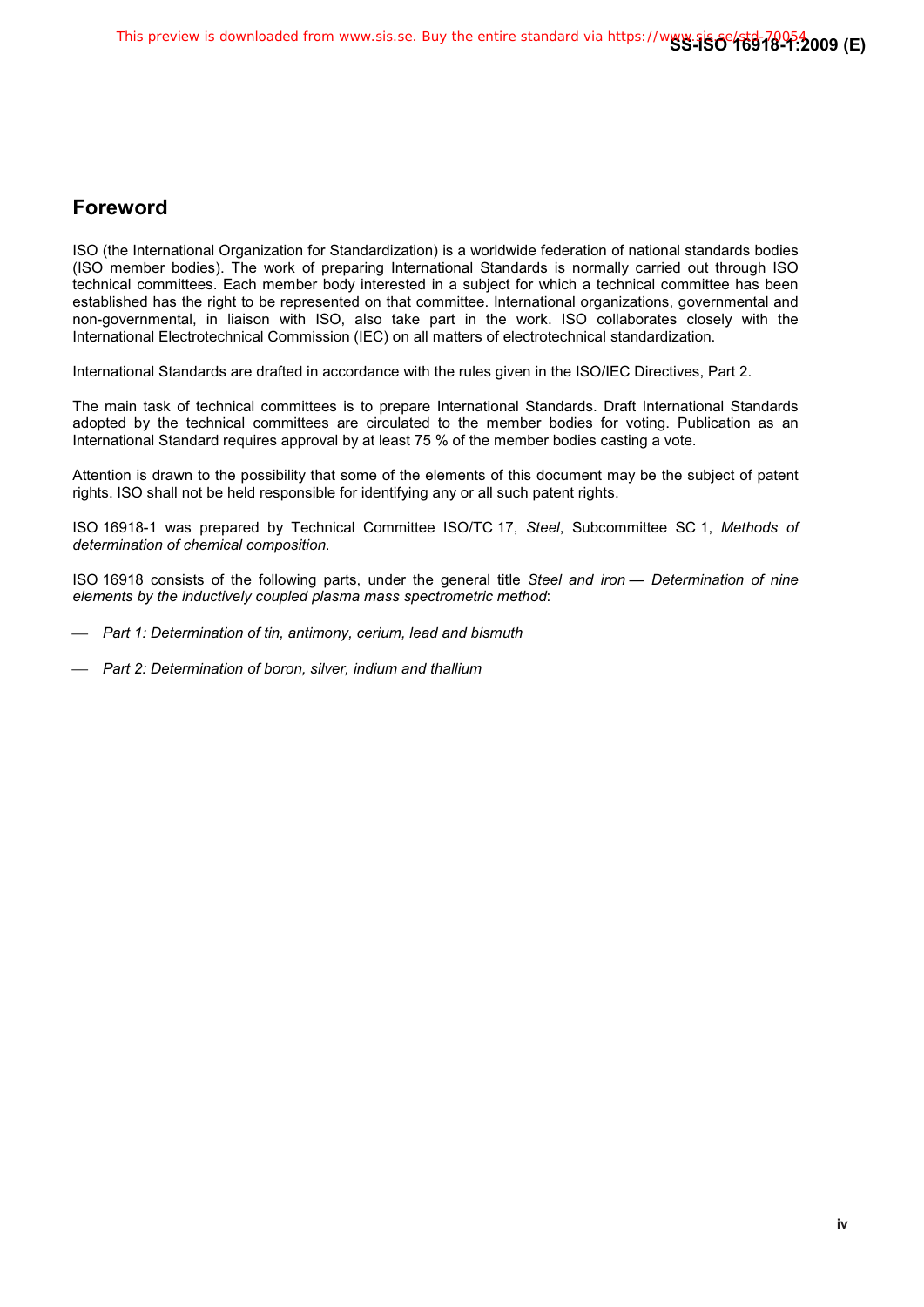## Foreword

ISO (the International Organization for Standardization) is a worldwide federation of national standards bodies (ISO member bodies). The work of preparing International Standards is normally carried out through ISO technical committees. Each member body interested in a subject for which a technical committee has been established has the right to be represented on that committee. International organizations, governmental and non-governmental, in liaison with ISO, also take part in the work. ISO collaborates closely with the International Electrotechnical Commission (IEC) on all matters of electrotechnical standardization.

International Standards are drafted in accordance with the rules given in the ISO/IEC Directives, Part 2.

The main task of technical committees is to prepare International Standards. Draft International Standards adopted by the technical committees are circulated to the member bodies for voting. Publication as an International Standard requires approval by at least 75 % of the member bodies casting a vote.

Attention is drawn to the possibility that some of the elements of this document may be the subject of patent rights. ISO shall not be held responsible for identifying any or all such patent rights.

ISO 16918-1 was prepared by Technical Committee ISO/TC 17, *Steel*, Subcommittee SC 1, *Methods of determination of chemical composition*.

ISO 16918 consists of the following parts, under the general title *Steel and iron — Determination of nine elements by the inductively coupled plasma mass spectrometric method*:

— *Part 1: Determination of tin, antimony, cerium, lead and bismuth*

— *Part 2: Determination of boron, silver, indium and thallium*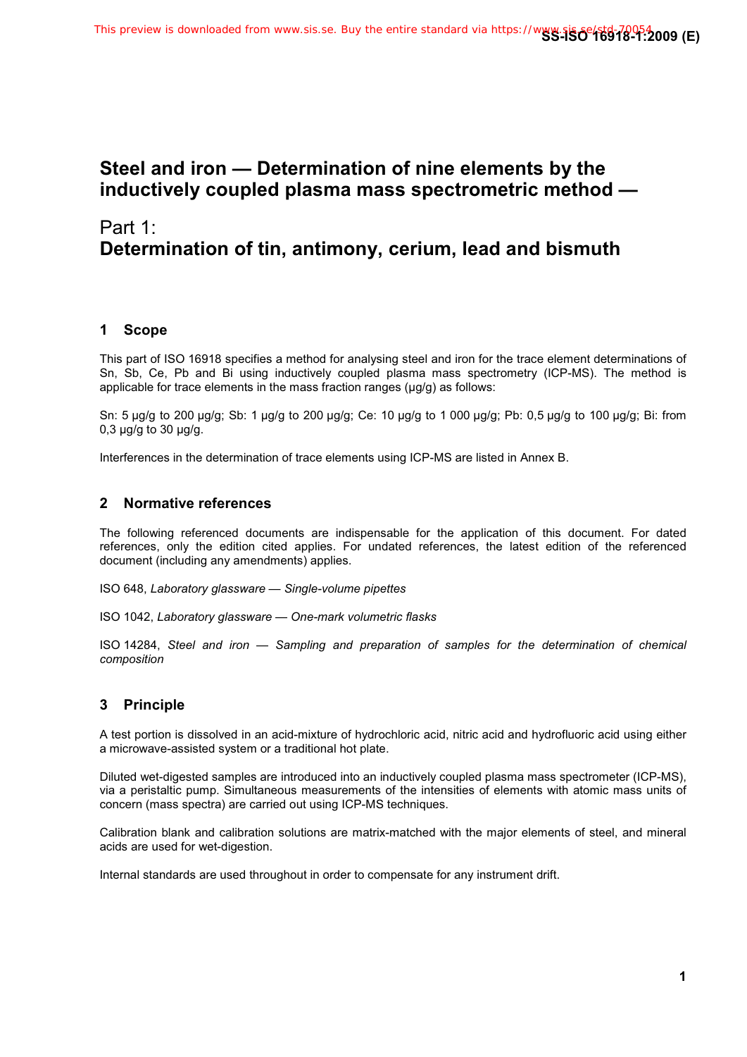# Steel and iron — Determination of nine elements by the inductively coupled plasma mass spectrometric method —

## Part 1:
## Determination of tin, antimony, cerium, lead and bismuth

## 1 Scope

This part of ISO 16918 specifies a method for analysing steel and iron for the trace element determinations of Sn, Sb, Ce, Pb and Bi using inductively coupled plasma mass spectrometry (ICP-MS). The method is applicable for trace elements in the mass fraction ranges (µg/g) as follows:

Sn: 5 µg/g to 200 µg/g; Sb: 1 µg/g to 200 µg/g; Ce: 10 µg/g to 1 000 µg/g; Pb: 0,5 µg/g to 100 µg/g; Bi: from 0,3 µg/g to 30 µg/g.

Interferences in the determination of trace elements using ICP-MS are listed in Annex B.

## 2 Normative references

The following referenced documents are indispensable for the application of this document. For dated references, only the edition cited applies. For undated references, the latest edition of the referenced document (including any amendments) applies.

ISO 648, *Laboratory glassware — Single-volume pipettes*

ISO 1042, *Laboratory glassware — One-mark volumetric flasks*

ISO 14284, *Steel and iron — Sampling and preparation of samples for the determination of chemical composition*

## 3 Principle

A test portion is dissolved in an acid-mixture of hydrochloric acid, nitric acid and hydrofluoric acid using either a microwave-assisted system or a traditional hot plate.

Diluted wet-digested samples are introduced into an inductively coupled plasma mass spectrometer (ICP-MS), via a peristaltic pump. Simultaneous measurements of the intensities of elements with atomic mass units of concern (mass spectra) are carried out using ICP-MS techniques.

Calibration blank and calibration solutions are matrix-matched with the major elements of steel, and mineral acids are used for wet-digestion.

Internal standards are used throughout in order to compensate for any instrument drift.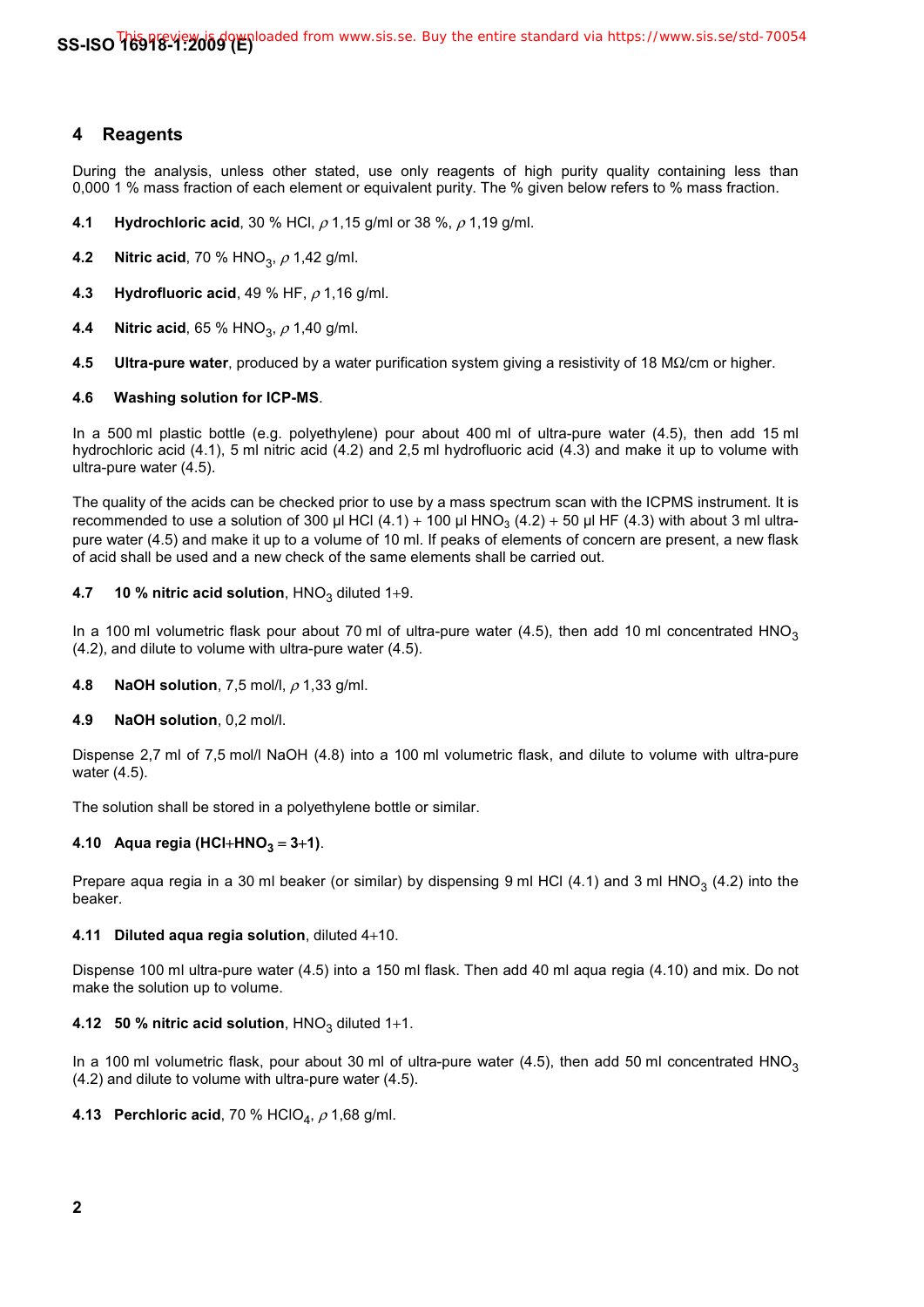## 4 Reagents

During the analysis, unless other stated, use only reagents of high purity quality containing less than 0,000 1 % mass fraction of each element or equivalent purity. The % given below refers to % mass fraction.

**4.1 Hydrochloric acid**, 30 % HCl, $\rho$ 1,15 g/ml or 38 %, $\rho$ 1,19 g/ml.

**4.2 Nitric acid**, 70 % $HNO_3$, $\rho$ 1,42 g/ml.

**4.3 Hydrofluoric acid**, 49 % HF, $\rho$ 1,16 g/ml.

**4.4 Nitric acid**, 65 % $HNO_3$, $\rho$ 1,40 g/ml.

**4.5 Ultra-pure water**, produced by a water purification system giving a resistivity of 18 MΩ/cm or higher.

**4.6 Washing solution for ICP-MS**.

In a 500 ml plastic bottle (e.g. polyethylene) pour about 400 ml of ultra-pure water (4.5), then add 15 ml hydrochloric acid (4.1), 5 ml nitric acid (4.2) and 2,5 ml hydrofluoric acid (4.3) and make it up to volume with ultra-pure water (4.5).

The quality of the acids can be checked prior to use by a mass spectrum scan with the ICPMS instrument. It is recommended to use a solution of 300 µl HCl (4.1) + 100 µl $HNO_3$ (4.2) + 50 µl HF (4.3) with about 3 ml ultra-pure water (4.5) and make it up to a volume of 10 ml. If peaks of elements of concern are present, a new flask of acid shall be used and a new check of the same elements shall be carried out.

**4.7 10 % nitric acid solution**, $HNO_3$ diluted 1+9.

In a 100 ml volumetric flask pour about 70 ml of ultra-pure water (4.5), then add 10 ml concentrated $HNO_3$ (4.2), and dilute to volume with ultra-pure water (4.5).

**4.8 NaOH solution**, 7,5 mol/l, $\rho$ 1,33 g/ml.

**4.9 NaOH solution**, 0,2 mol/l.

Dispense 2,7 ml of 7,5 mol/l NaOH (4.8) into a 100 ml volumetric flask, and dilute to volume with ultra-pure water (4.5).

The solution shall be stored in a polyethylene bottle or similar.

**4.10 Aqua regia (HCl+$HNO_3$ = 3+1)**.

Prepare aqua regia in a 30 ml beaker (or similar) by dispensing 9 ml HCl (4.1) and 3 ml $HNO_3$ (4.2) into the beaker.

**4.11 Diluted aqua regia solution**, diluted 4+10.

Dispense 100 ml ultra-pure water (4.5) into a 150 ml flask. Then add 40 ml aqua regia (4.10) and mix. Do not make the solution up to volume.

**4.12 50 % nitric acid solution**, $HNO_3$ diluted 1+1.

In a 100 ml volumetric flask, pour about 30 ml of ultra-pure water (4.5), then add 50 ml concentrated $HNO_3$ (4.2) and dilute to volume with ultra-pure water (4.5).

**4.13 Perchloric acid**, 70 % $HClO_4$, $\rho$ 1,68 g/ml.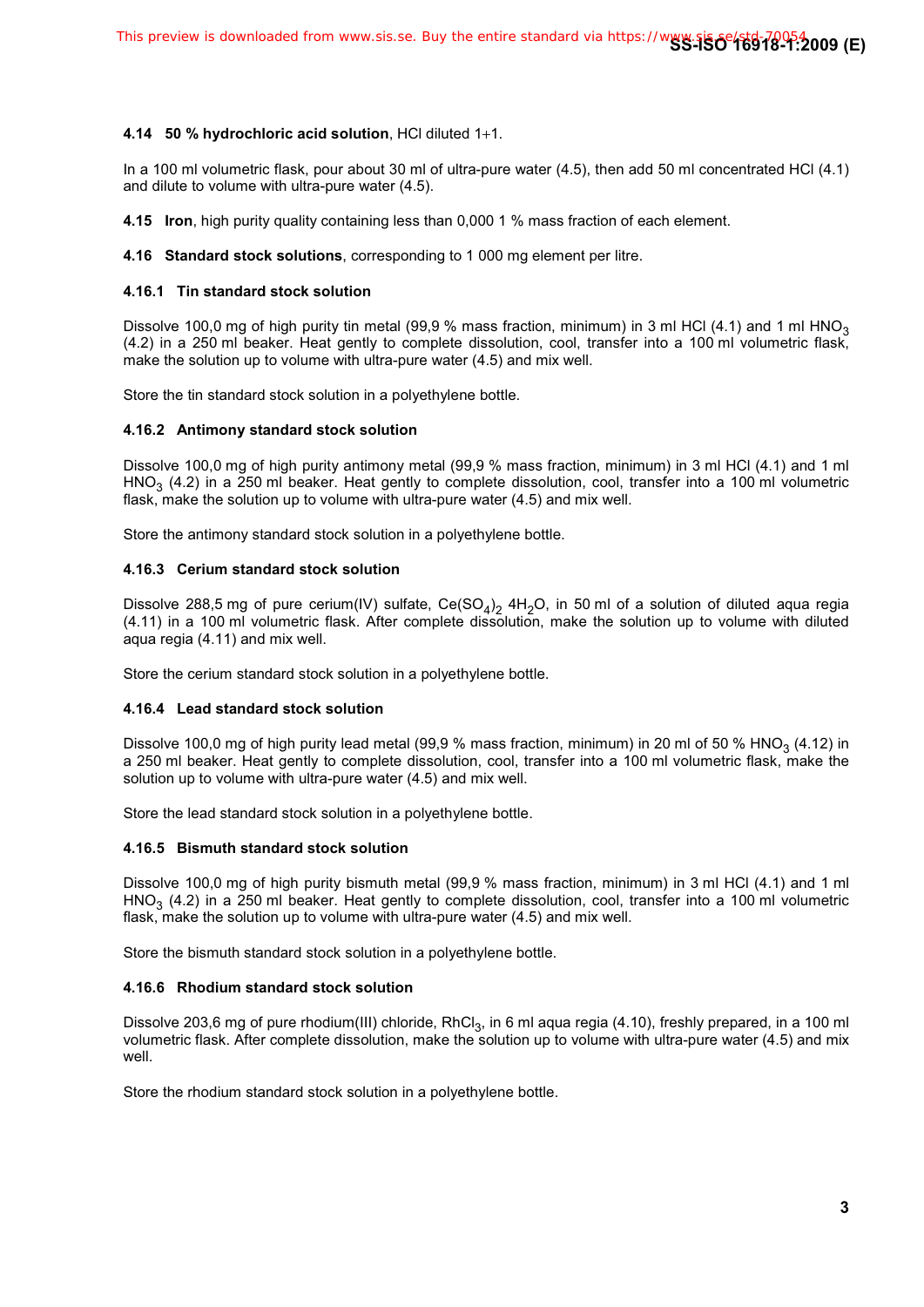### 4.14 **50 % hydrochloric acid solution**, HCl diluted 1+1.

In a 100 ml volumetric flask, pour about 30 ml of ultra-pure water (4.5), then add 50 ml concentrated HCl (4.1) and dilute to volume with ultra-pure water (4.5).

### 4.15 **Iron**, high purity quality containing less than 0,000 1 % mass fraction of each element.

### 4.16 **Standard stock solutions**, corresponding to 1 000 mg element per litre.

#### 4.16.1 Tin standard stock solution

Dissolve 100,0 mg of high purity tin metal (99,9 % mass fraction, minimum) in 3 ml HCl (4.1) and 1 ml $HNO_3$ (4.2) in a 250 ml beaker. Heat gently to complete dissolution, cool, transfer into a 100 ml volumetric flask, make the solution up to volume with ultra-pure water (4.5) and mix well.

Store the tin standard stock solution in a polyethylene bottle.

#### 4.16.2 Antimony standard stock solution

Dissolve 100,0 mg of high purity antimony metal (99,9 % mass fraction, minimum) in 3 ml HCl (4.1) and 1 ml $HNO_3$ (4.2) in a 250 ml beaker. Heat gently to complete dissolution, cool, transfer into a 100 ml volumetric flask, make the solution up to volume with ultra-pure water (4.5) and mix well.

Store the antimony standard stock solution in a polyethylene bottle.

#### 4.16.3 Cerium standard stock solution

Dissolve 288,5 mg of pure cerium(IV) sulfate, $Ce(SO_4)_2\ 4H_2O$, in 50 ml of a solution of diluted aqua regia (4.11) in a 100 ml volumetric flask. After complete dissolution, make the solution up to volume with diluted aqua regia (4.11) and mix well.

Store the cerium standard stock solution in a polyethylene bottle.

#### 4.16.4 Lead standard stock solution

Dissolve 100,0 mg of high purity lead metal (99,9 % mass fraction, minimum) in 20 ml of 50 % $HNO_3$ (4.12) in a 250 ml beaker. Heat gently to complete dissolution, cool, transfer into a 100 ml volumetric flask, make the solution up to volume with ultra-pure water (4.5) and mix well.

Store the lead standard stock solution in a polyethylene bottle.

#### 4.16.5 Bismuth standard stock solution

Dissolve 100,0 mg of high purity bismuth metal (99,9 % mass fraction, minimum) in 3 ml HCl (4.1) and 1 ml $HNO_3$ (4.2) in a 250 ml beaker. Heat gently to complete dissolution, cool, transfer into a 100 ml volumetric flask, make the solution up to volume with ultra-pure water (4.5) and mix well.

Store the bismuth standard stock solution in a polyethylene bottle.

#### 4.16.6 Rhodium standard stock solution

Dissolve 203,6 mg of pure rhodium(III) chloride, $RhCl_3$, in 6 ml aqua regia (4.10), freshly prepared, in a 100 ml volumetric flask. After complete dissolution, make the solution up to volume with ultra-pure water (4.5) and mix well.

Store the rhodium standard stock solution in a polyethylene bottle.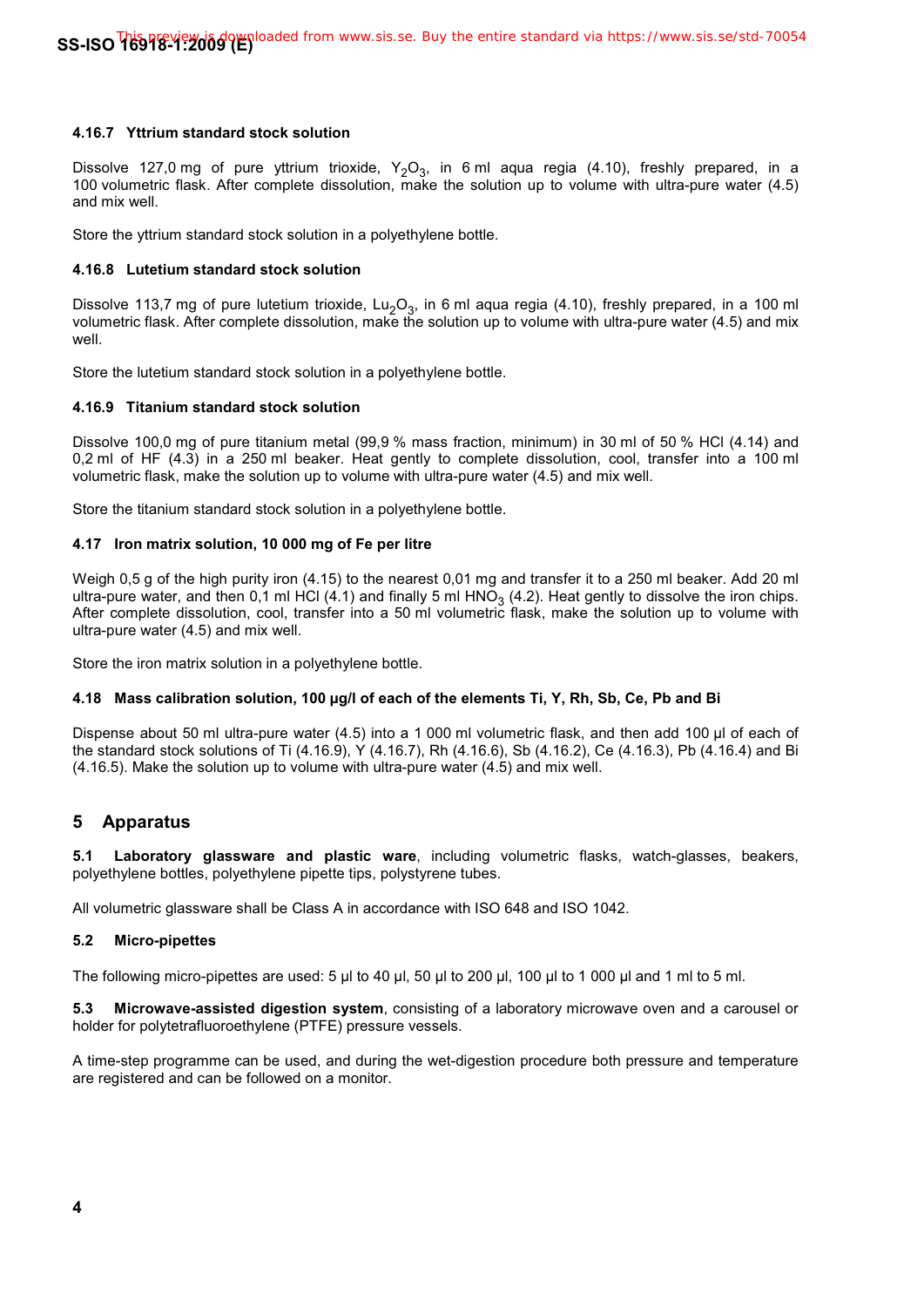#### 4.16.7 Yttrium standard stock solution

Dissolve 127,0 mg of pure yttrium trioxide, $Y_2O_3$, in 6 ml aqua regia (4.10), freshly prepared, in a 100 volumetric flask. After complete dissolution, make the solution up to volume with ultra-pure water (4.5) and mix well.

Store the yttrium standard stock solution in a polyethylene bottle.

#### 4.16.8 Lutetium standard stock solution

Dissolve 113,7 mg of pure lutetium trioxide, $Lu_2O_3$, in 6 ml aqua regia (4.10), freshly prepared, in a 100 ml volumetric flask. After complete dissolution, make the solution up to volume with ultra-pure water (4.5) and mix well.

Store the lutetium standard stock solution in a polyethylene bottle.

#### 4.16.9 Titanium standard stock solution

Dissolve 100,0 mg of pure titanium metal (99,9 % mass fraction, minimum) in 30 ml of 50 % HCl (4.14) and 0,2 ml of HF (4.3) in a 250 ml beaker. Heat gently to complete dissolution, cool, transfer into a 100 ml volumetric flask, make the solution up to volume with ultra-pure water (4.5) and mix well.

Store the titanium standard stock solution in a polyethylene bottle.

### 4.17 Iron matrix solution, 10 000 mg of Fe per litre

Weigh 0,5 g of the high purity iron (4.15) to the nearest 0,01 mg and transfer it to a 250 ml beaker. Add 20 ml ultra-pure water, and then 0,1 ml HCl (4.1) and finally 5 ml $HNO_3$ (4.2). Heat gently to dissolve the iron chips. After complete dissolution, cool, transfer into a 50 ml volumetric flask, make the solution up to volume with ultra-pure water (4.5) and mix well.

Store the iron matrix solution in a polyethylene bottle.

### 4.18 Mass calibration solution, 100 µg/l of each of the elements Ti, Y, Rh, Sb, Ce, Pb and Bi

Dispense about 50 ml ultra-pure water (4.5) into a 1 000 ml volumetric flask, and then add 100 µl of each of the standard stock solutions of Ti (4.16.9), Y (4.16.7), Rh (4.16.6), Sb (4.16.2), Ce (4.16.3), Pb (4.16.4) and Bi (4.16.5). Make the solution up to volume with ultra-pure water (4.5) and mix well.

## 5 Apparatus

**5.1 Laboratory glassware and plastic ware**, including volumetric flasks, watch-glasses, beakers, polyethylene bottles, polyethylene pipette tips, polystyrene tubes.

All volumetric glassware shall be Class A in accordance with ISO 648 and ISO 1042.

### 5.2 Micro-pipettes

The following micro-pipettes are used: 5 µl to 40 µl, 50 µl to 200 µl, 100 µl to 1 000 µl and 1 ml to 5 ml.

**5.3 Microwave-assisted digestion system**, consisting of a laboratory microwave oven and a carousel or holder for polytetrafluoroethylene (PTFE) pressure vessels.

A time-step programme can be used, and during the wet-digestion procedure both pressure and temperature are registered and can be followed on a monitor.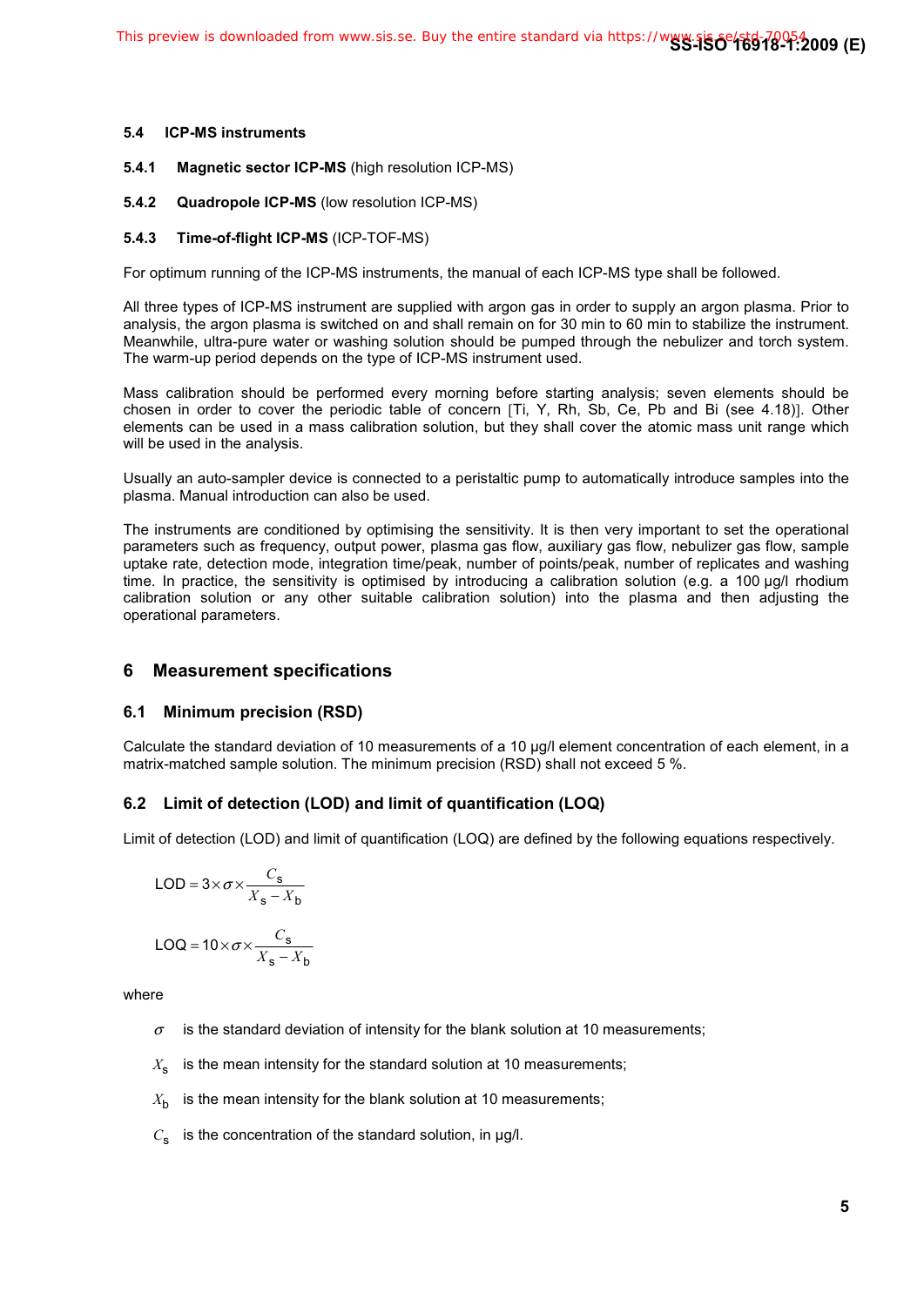### 5.4 ICP-MS instruments

#### 5.4.1 **Magnetic sector ICP-MS** (high resolution ICP-MS)

#### 5.4.2 **Quadropole ICP-MS** (low resolution ICP-MS)

#### 5.4.3 **Time-of-flight ICP-MS** (ICP-TOF-MS)

For optimum running of the ICP-MS instruments, the manual of each ICP-MS type shall be followed.

All three types of ICP-MS instrument are supplied with argon gas in order to supply an argon plasma. Prior to analysis, the argon plasma is switched on and shall remain on for 30 min to 60 min to stabilize the instrument. Meanwhile, ultra-pure water or washing solution should be pumped through the nebulizer and torch system. The warm-up period depends on the type of ICP-MS instrument used.

Mass calibration should be performed every morning before starting analysis; seven elements should be chosen in order to cover the periodic table of concern [Ti, Y, Rh, Sb, Ce, Pb and Bi (see 4.18)]. Other elements can be used in a mass calibration solution, but they shall cover the atomic mass unit range which will be used in the analysis.

Usually an auto-sampler device is connected to a peristaltic pump to automatically introduce samples into the plasma. Manual introduction can also be used.

The instruments are conditioned by optimising the sensitivity. It is then very important to set the operational parameters such as frequency, output power, plasma gas flow, auxiliary gas flow, nebulizer gas flow, sample uptake rate, detection mode, integration time/peak, number of points/peak, number of replicates and washing time. In practice, the sensitivity is optimised by introducing a calibration solution (e.g. a 100 µg/l rhodium calibration solution or any other suitable calibration solution) into the plasma and then adjusting the operational parameters.

## 6 Measurement specifications

### 6.1 Minimum precision (RSD)

Calculate the standard deviation of 10 measurements of a 10 µg/l element concentration of each element, in a matrix-matched sample solution. The minimum precision (RSD) shall not exceed 5 %.

### 6.2 Limit of detection (LOD) and limit of quantification (LOQ)

Limit of detection (LOD) and limit of quantification (LOQ) are defined by the following equations respectively.

$$\text{LOD} = 3 \times \sigma \times \frac{C_s}{X_s - X_b}$$

$$\text{LOQ} = 10 \times \sigma \times \frac{C_s}{X_s - X_b}$$

where

$\sigma$ is the standard deviation of intensity for the blank solution at 10 measurements;

$X_s$ is the mean intensity for the standard solution at 10 measurements;

$X_b$ is the mean intensity for the blank solution at 10 measurements;

$C_s$ is the concentration of the standard solution, in µg/l.